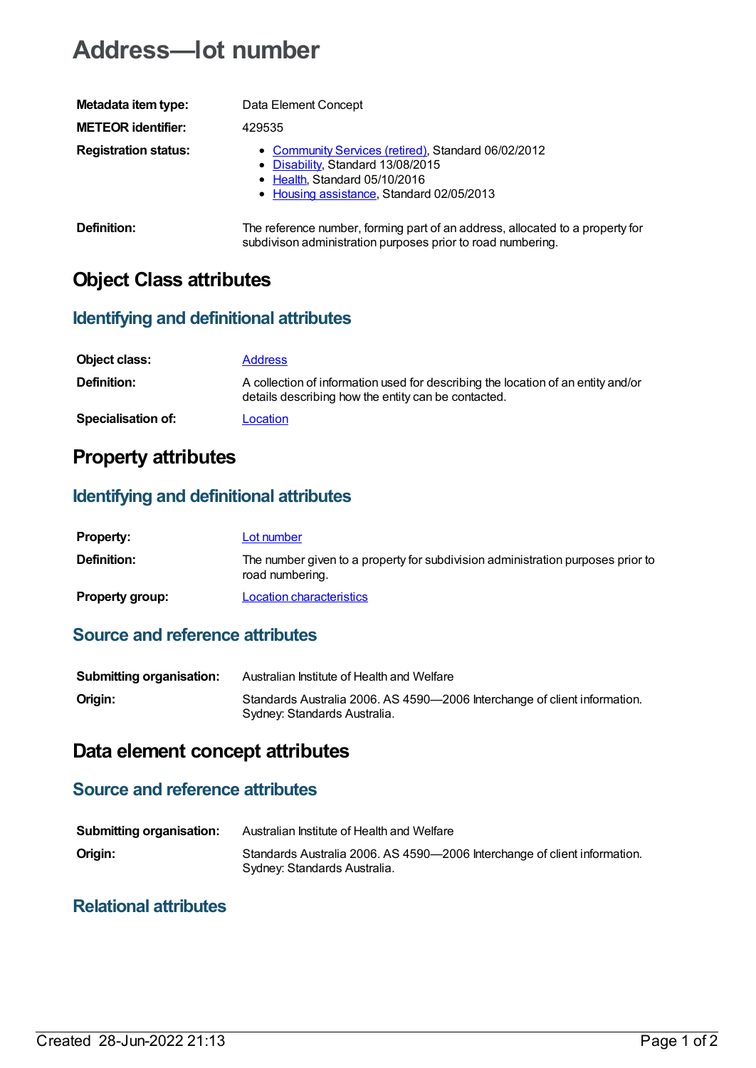# Address—lot number

| | |
|---|---|
| **Metadata item type:** | Data Element Concept |
| **METEOR identifier:** | 429535 |
| **Registration status:** | • Community Services (retired), Standard 06/02/2012<br>• Disability, Standard 13/08/2015<br>• Health, Standard 05/10/2016<br>• Housing assistance, Standard 02/05/2013 |
| **Definition:** | The reference number, forming part of an address, allocated to a property for subdivison administration purposes prior to road numbering. |

## Object Class attributes

### Identifying and definitional attributes

| | |
|---|---|
| **Object class:** | Address |
| **Definition:** | A collection of information used for describing the location of an entity and/or details describing how the entity can be contacted. |
| **Specialisation of:** | Location |

## Property attributes

### Identifying and definitional attributes

| | |
|---|---|
| **Property:** | Lot number |
| **Definition:** | The number given to a property for subdivision administration purposes prior to road numbering. |
| **Property group:** | Location characteristics |

### Source and reference attributes

| | |
|---|---|
| **Submitting organisation:** | Australian Institute of Health and Welfare |
| **Origin:** | Standards Australia 2006. AS 4590—2006 Interchange of client information. Sydney: Standards Australia. |

## Data element concept attributes

### Source and reference attributes

| | |
|---|---|
| **Submitting organisation:** | Australian Institute of Health and Welfare |
| **Origin:** | Standards Australia 2006. AS 4590—2006 Interchange of client information. Sydney: Standards Australia. |

### Relational attributes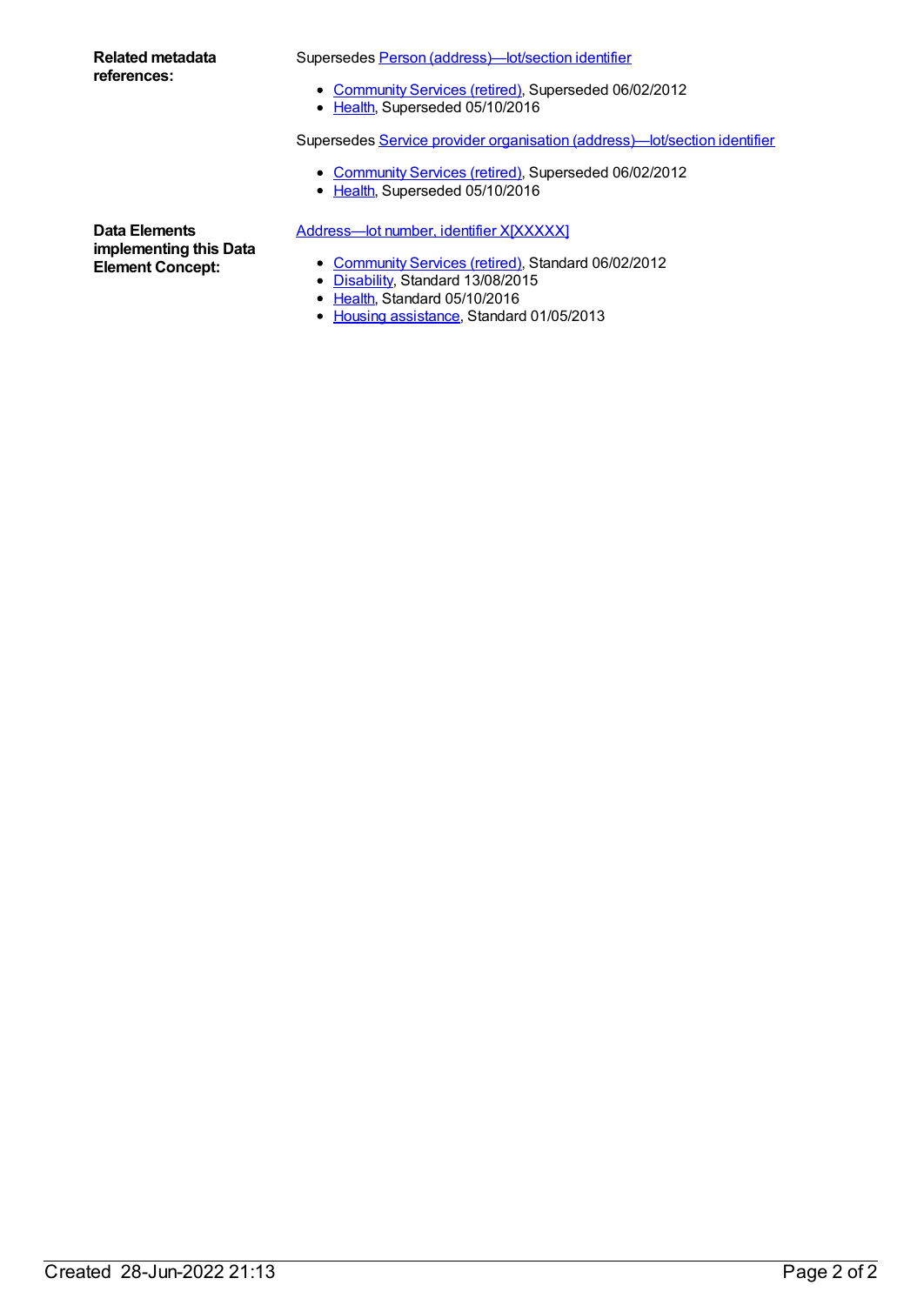**Related metadata references:**

Supersedes Person (address)—lot/section identifier

- Community Services (retired), Superseded 06/02/2012
- Health, Superseded 05/10/2016

Supersedes Service provider organisation (address)—lot/section identifier

- Community Services (retired), Superseded 06/02/2012
- Health, Superseded 05/10/2016

**Data Elements implementing this Data Element Concept:**

Address—lot number, identifier X[XXXXX]

- Community Services (retired), Standard 06/02/2012
- Disability, Standard 13/08/2015
- Health, Standard 05/10/2016
- Housing assistance, Standard 01/05/2013